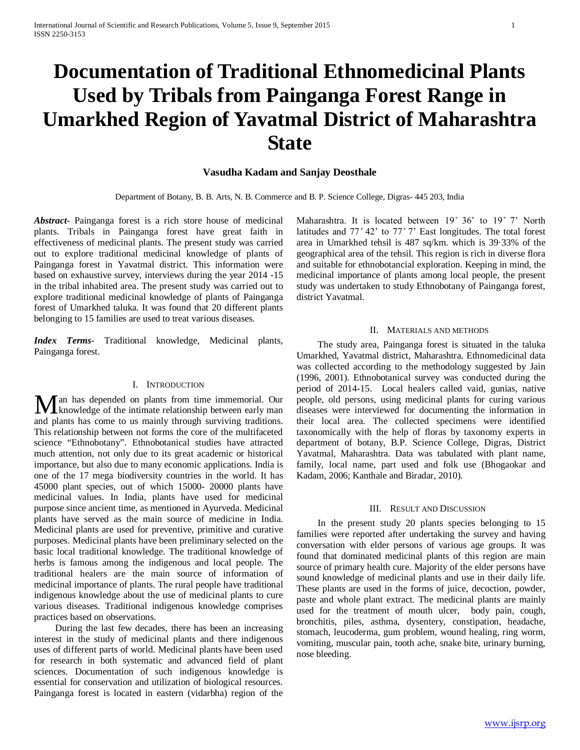# Documentation of Traditional Ethnomedicinal Plants Used by Tribals from Painganga Forest Range in Umarkhed Region of Yavatmal District of Maharashtra State

**Vasudha Kadam and Sanjay Deosthale**

Department of Botany, B. B. Arts, N. B. Commerce and B. P. Science College, Digras- 445 203, India

***Abstract-*** Painganga forest is a rich store house of medicinal plants. Tribals in Painganga forest have great faith in effectiveness of medicinal plants. The present study was carried out to explore traditional medicinal knowledge of plants of Painganga forest in Yavatmal district. This information were based on exhaustive survey, interviews during the year 2014 -15 in the tribal inhabited area. The present study was carried out to explore traditional medicinal knowledge of plants of Painganga forest of Umarkhed taluka. It was found that 20 different plants belonging to 15 families are used to treat various diseases.

***Index Terms-*** Traditional knowledge, Medicinal plants, Painganga forest.

## I. Introduction

Man has depended on plants from time immemorial. Our knowledge of the intimate relationship between early man and plants has come to us mainly through surviving traditions. This relationship between not forms the core of the multifaceted science "Ethnobotany". Ethnobotanical studies have attracted much attention, not only due to its great academic or historical importance, but also due to many economic applications. India is one of the 17 mega biodiversity countries in the world. It has 45000 plant species, out of which 15000- 20000 plants have medicinal values. In India, plants have used for medicinal purpose since ancient time, as mentioned in Ayurveda. Medicinal plants have served as the main source of medicine in India. Medicinal plants are used for preventive, primitive and curative purposes. Medicinal plants have been preliminary selected on the basic local traditional knowledge. The traditional knowledge of herbs is famous among the indigenous and local people. The traditional healers are the main source of information of medicinal importance of plants. The rural people have traditional indigenous knowledge about the use of medicinal plants to cure various diseases. Traditional indigenous knowledge comprises practices based on observations.

During the last few decades, there has been an increasing interest in the study of medicinal plants and there indigenous uses of different parts of world. Medicinal plants have been used for research in both systematic and advanced field of plant sciences. Documentation of such indigenous knowledge is essential for conservation and utilization of biological resources. Painganga forest is located in eastern (vidarbha) region of the Maharashtra. It is located between 19˚ 36' to 19˚ 7' North latitudes and 77˚ 42' to 77˚ 7' East longitudes. The total forest area in Umarkhed tehsil is 487 sq/km. which is 39·33% of the geographical area of the tehsil. This region is rich in diverse flora and suitable for ethnobotancial exploration. Keeping in mind, the medicinal importance of plants among local people, the present study was undertaken to study Ethnobotany of Painganga forest, district Yavatmal.

## II. Materials and Methods

The study area, Painganga forest is situated in the taluka Umarkhed, Yavatmal district, Maharashtra. Ethnomedicinal data was collected according to the methodology suggested by Jain (1996, 2001). Ethnobotanical survey was conducted during the period of 2014-15. Local healers called vaid, gunias, native people, old persons, using medicinal plants for curing various diseases were interviewed for documenting the information in their local area. The collected specimens were identified taxonomically with the help of floras by taxonomy experts in department of botany, B.P. Science College, Digras, District Yavatmal, Maharashtra. Data was tabulated with plant name, family, local name, part used and folk use (Bhogaokar and Kadam, 2006; Kanthale and Biradar, 2010).

## III. Result and Discussion

In the present study 20 plants species belonging to 15 families were reported after undertaking the survey and having conversation with elder persons of various age groups. It was found that dominated medicinal plants of this region are main source of primary health cure. Majority of the elder persons have sound knowledge of medicinal plants and use in their daily life. These plants are used in the forms of juice, decoction, powder, paste and whole plant extract. The medicinal plants are mainly used for the treatment of mouth ulcer, body pain, cough, bronchitis, piles, asthma, dysentery, constipation, headache, stomach, leucoderma, gum problem, wound healing, ring worm, vomiting, muscular pain, tooth ache, snake bite, urinary burning, nose bleeding.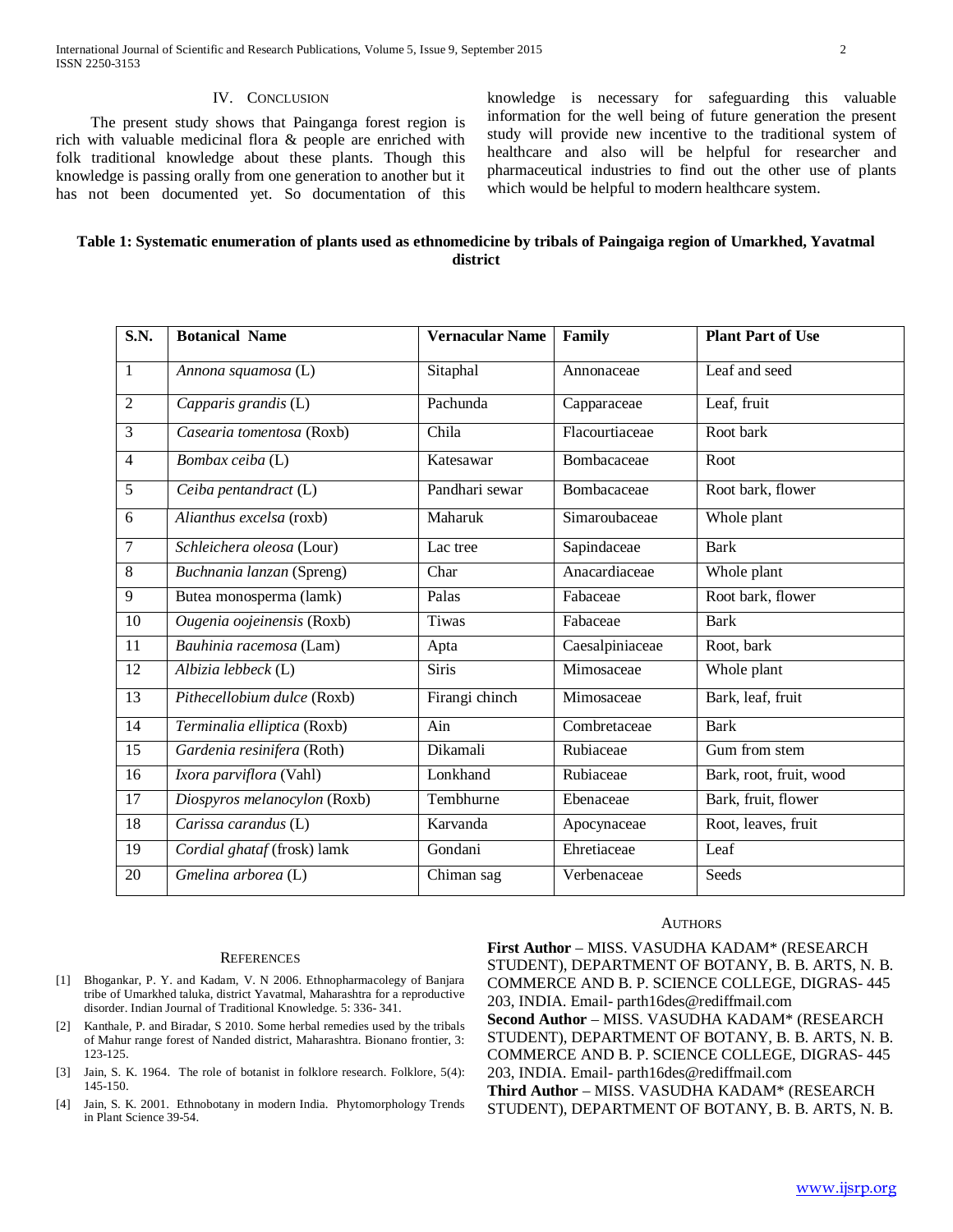## IV. CONCLUSION

The present study shows that Painganga forest region is rich with valuable medicinal flora & people are enriched with folk traditional knowledge about these plants. Though this knowledge is passing orally from one generation to another but it has not been documented yet. So documentation of this knowledge is necessary for safeguarding this valuable information for the well being of future generation the present study will provide new incentive to the traditional system of healthcare and also will be helpful for researcher and pharmaceutical industries to find out the other use of plants which would be helpful to modern healthcare system.

**Table 1: Systematic enumeration of plants used as ethnomedicine by tribals of Paingaiga region of Umarkhed, Yavatmal district**

| S.N. | Botanical Name | Vernacular Name | Family | Plant Part of Use |
|---|---|---|---|---|
| 1 | *Annona squamosa* (L) | Sitaphal | Annonaceae | Leaf and seed |
| 2 | *Capparis grandis* (L) | Pachunda | Capparaceae | Leaf, fruit |
| 3 | *Casearia tomentosa* (Roxb) | Chila | Flacourtiaceae | Root bark |
| 4 | *Bombax ceiba* (L) | Katesawar | Bombacaceae | Root |
| 5 | *Ceiba pentandract* (L) | Pandhari sewar | Bombacaceae | Root bark, flower |
| 6 | *Alianthus excelsa* (roxb) | Maharuk | Simaroubaceae | Whole plant |
| 7 | *Schleichera oleosa* (Lour) | Lac tree | Sapindaceae | Bark |
| 8 | *Buchnania lanzan* (Spreng) | Char | Anacardiaceae | Whole plant |
| 9 | Butea monosperma (lamk) | Palas | Fabaceae | Root bark, flower |
| 10 | *Ougenia oojeinensis* (Roxb) | Tiwas | Fabaceae | Bark |
| 11 | *Bauhinia racemosa* (Lam) | Apta | Caesalpiniaceae | Root, bark |
| 12 | *Albizia lebbeck* (L) | Siris | Mimosaceae | Whole plant |
| 13 | *Pithecellobium dulce* (Roxb) | Firangi chinch | Mimosaceae | Bark, leaf, fruit |
| 14 | *Terminalia elliptica* (Roxb) | Ain | Combretaceae | Bark |
| 15 | *Gardenia resinifera* (Roth) | Dikamali | Rubiaceae | Gum from stem |
| 16 | *Ixora parviflora* (Vahl) | Lonkhand | Rubiaceae | Bark, root, fruit, wood |
| 17 | *Diospyros melanocylon* (Roxb) | Tembhurne | Ebenaceae | Bark, fruit, flower |
| 18 | *Carissa carandus* (L) | Karvanda | Apocynaceae | Root, leaves, fruit |
| 19 | *Cordial ghataf* (frosk) lamk | Gondani | Ehretiaceae | Leaf |
| 20 | *Gmelina arborea* (L) | Chiman sag | Verbenaceae | Seeds |

## REFERENCES

[1] Bhogankar, P. Y. and Kadam, V. N 2006. Ethnopharmacolegy of Banjara tribe of Umarkhed taluka, district Yavatmal, Maharashtra for a reproductive disorder. Indian Journal of Traditional Knowledge. 5: 336- 341.

[2] Kanthale, P. and Biradar, S 2010. Some herbal remedies used by the tribals of Mahur range forest of Nanded district, Maharashtra. Bionano frontier, 3: 123-125.

[3] Jain, S. K. 1964. The role of botanist in folklore research. Folklore, 5(4): 145-150.

[4] Jain, S. K. 2001. Ethnobotany in modern India. Phytomorphology Trends in Plant Science 39-54.

## AUTHORS

**First Author** – MISS. VASUDHA KADAM* (RESEARCH STUDENT), DEPARTMENT OF BOTANY, B. B. ARTS, N. B. COMMERCE AND B. P. SCIENCE COLLEGE, DIGRAS- 445 203, INDIA. Email- parth16des@rediffmail.com

**Second Author** – MISS. VASUDHA KADAM* (RESEARCH STUDENT), DEPARTMENT OF BOTANY, B. B. ARTS, N. B. COMMERCE AND B. P. SCIENCE COLLEGE, DIGRAS- 445 203, INDIA. Email- parth16des@rediffmail.com

**Third Author** – MISS. VASUDHA KADAM* (RESEARCH STUDENT), DEPARTMENT OF BOTANY, B. B. ARTS, N. B.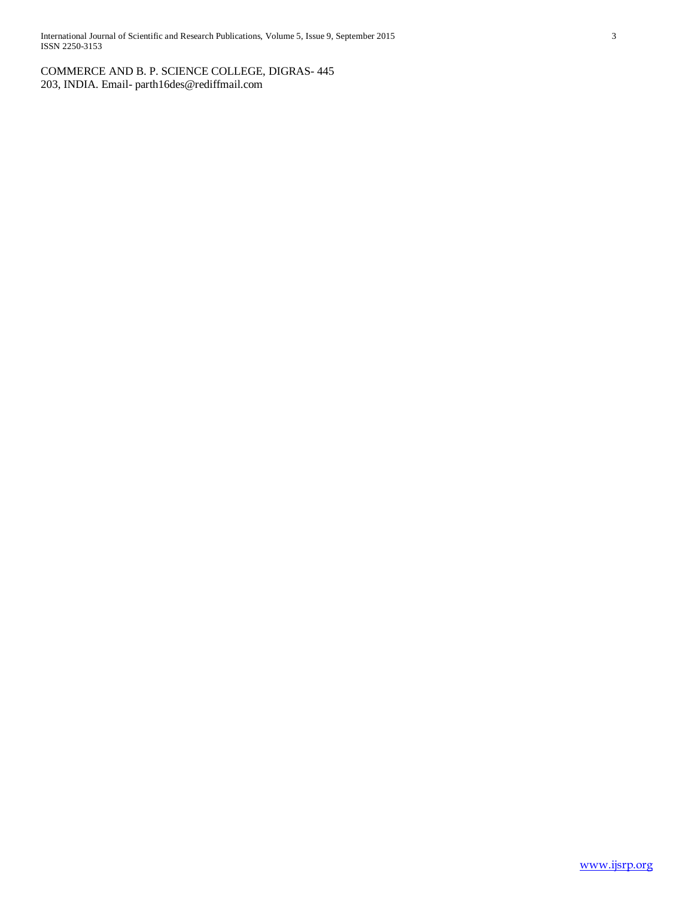COMMERCE AND B. P. SCIENCE COLLEGE, DIGRAS- 445 203, INDIA. Email- parth16des@rediffmail.com